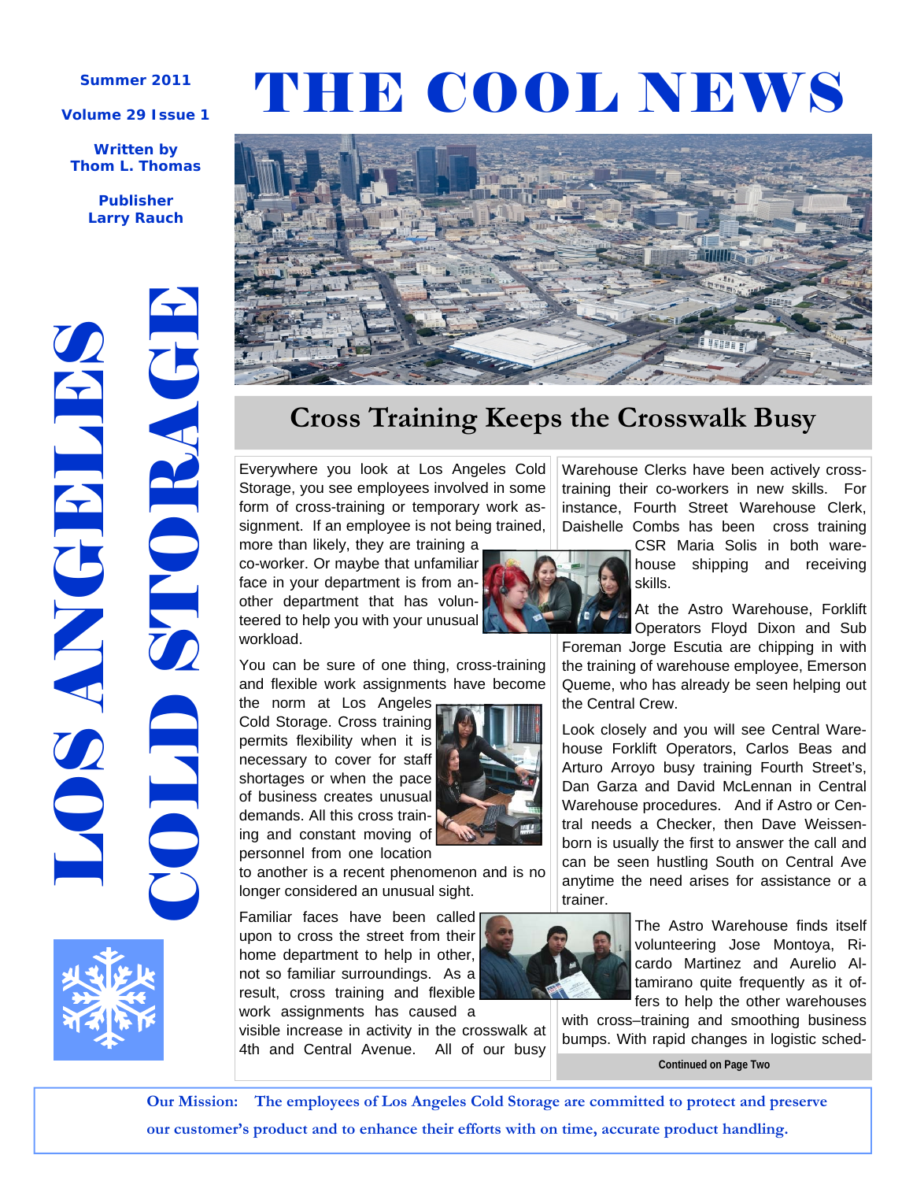Summer 2011

Volume 29 Issue 1

Written by Thom L. Thomas

Publisher Larry Rauch

# THE COOL NEWS

LOS ANGELES COLD STORAGE

## Cross Training Keeps the Crosswalk Busy

Everywhere you look at Los Angeles Cold Storage, you see employees involved in some form of cross-training or temporary work assignment. If an employee is not being trained, more than likely, they are training a co-worker. Or maybe that unfamiliar face in your department is from another department that has volunteered to help you with your unusual workload.

You can be sure of one thing, cross-training and flexible work assignments have become the norm at Los Angeles Cold Storage. Cross training permits flexibility when it is necessary to cover for staff shortages or when the pace of business creates unusual demands. All this cross training and constant moving of personnel from one location to another is a recent phenomenon and is no longer considered an unusual sight.

Familiar faces have been called upon to cross the street from their home department to help in other, not so familiar surroundings. As a result, cross training and flexible work assignments has caused a visible increase in activity in the crosswalk at 4th and Central Avenue. All of our busy Warehouse Clerks have been actively cross-training their co-workers in new skills. For instance, Fourth Street Warehouse Clerk, Daishelle Combs has been cross training CSR Maria Solis in both warehouse shipping and receiving skills.

At the Astro Warehouse, Forklift Operators Floyd Dixon and Sub Foreman Jorge Escutia are chipping in with the training of warehouse employee, Emerson Queme, who has already be seen helping out the Central Crew.

Look closely and you will see Central Warehouse Forklift Operators, Carlos Beas and Arturo Arroyo busy training Fourth Street's, Dan Garza and David McLennan in Central Warehouse procedures. And if Astro or Central needs a Checker, then Dave Weissenborn is usually the first to answer the call and can be seen hustling South on Central Ave anytime the need arises for assistance or a trainer.

The Astro Warehouse finds itself volunteering Jose Montoya, Ricardo Martinez and Aurelio Altamirano quite frequently as it offers to help the other warehouses with cross–training and smoothing business bumps. With rapid changes in logistic sched-

**Continued on Page Two**

**Our Mission: The employees of Los Angeles Cold Storage are committed to protect and preserve our customer's product and to enhance their efforts with on time, accurate product handling.**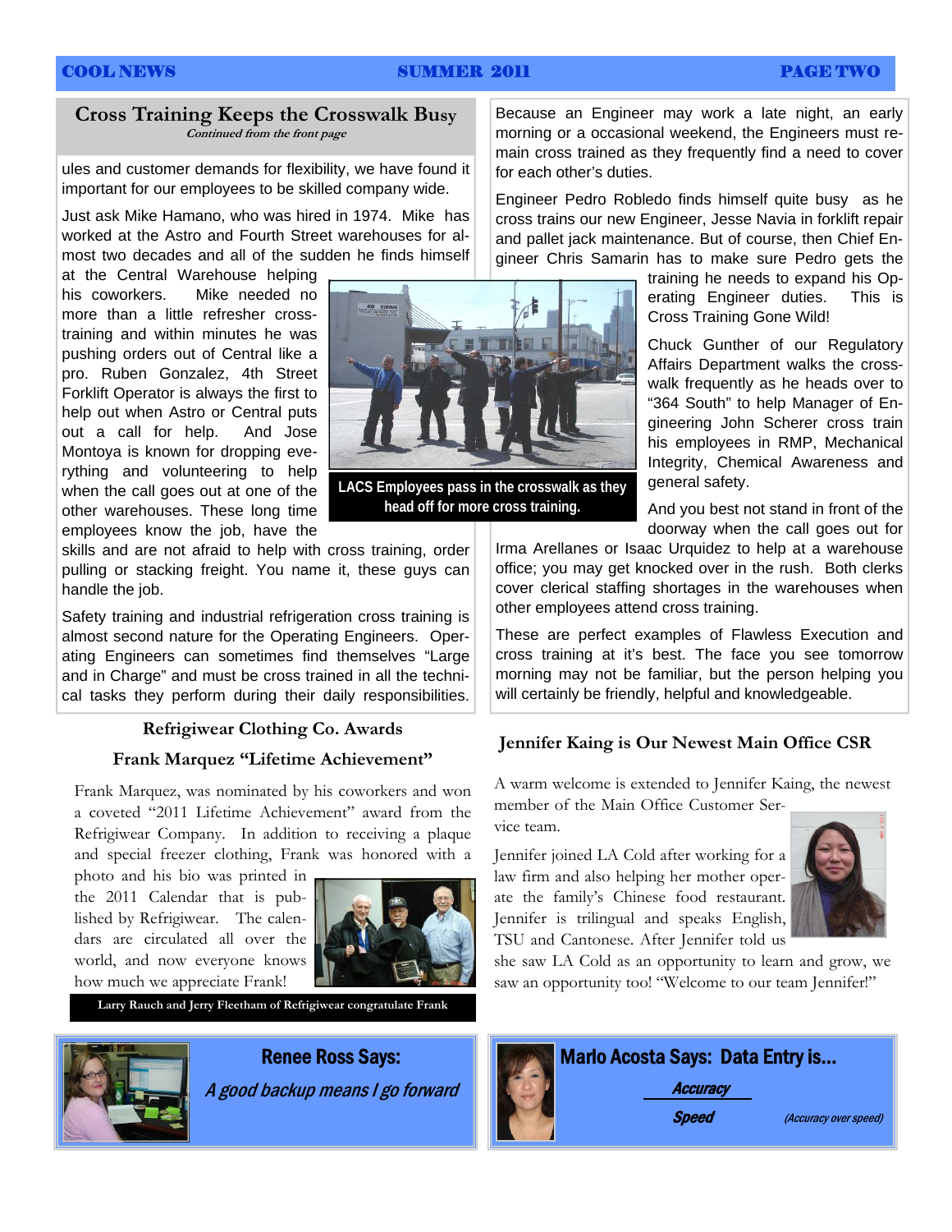## Cross Training Keeps the Crosswalk Busy

*Continued from the front page*

ules and customer demands for flexibility, we have found it important for our employees to be skilled company wide.

Just ask Mike Hamano, who was hired in 1974. Mike has worked at the Astro and Fourth Street warehouses for almost two decades and all of the sudden he finds himself at the Central Warehouse helping his coworkers. Mike needed no more than a little refresher cross-training and within minutes he was pushing orders out of Central like a pro. Ruben Gonzalez, 4th Street Forklift Operator is always the first to help out when Astro or Central puts out a call for help. And Jose Montoya is known for dropping everything and volunteering to help when the call goes out at one of the other warehouses. These long time employees know the job, have the skills and are not afraid to help with cross training, order pulling or stacking freight. You name it, these guys can handle the job.

LACS Employees pass in the crosswalk as they head off for more cross training.

Safety training and industrial refrigeration cross training is almost second nature for the Operating Engineers. Operating Engineers can sometimes find themselves "Large and in Charge" and must be cross trained in all the technical tasks they perform during their daily responsibilities.

Because an Engineer may work a late night, an early morning or a occasional weekend, the Engineers must remain cross trained as they frequently find a need to cover for each other's duties.

Engineer Pedro Robledo finds himself quite busy as he cross trains our new Engineer, Jesse Navia in forklift repair and pallet jack maintenance. But of course, then Chief Engineer Chris Samarin has to make sure Pedro gets the training he needs to expand his Operating Engineer duties. This is Cross Training Gone Wild!

Chuck Gunther of our Regulatory Affairs Department walks the crosswalk frequently as he heads over to "364 South" to help Manager of Engineering John Scherer cross train his employees in RMP, Mechanical Integrity, Chemical Awareness and general safety.

And you best not stand in front of the doorway when the call goes out for Irma Arellanes or Isaac Urquidez to help at a warehouse office; you may get knocked over in the rush. Both clerks cover clerical staffing shortages in the warehouses when other employees attend cross training.

These are perfect examples of Flawless Execution and cross training at it's best. The face you see tomorrow morning may not be familiar, but the person helping you will certainly be friendly, helpful and knowledgeable.

## Refrigiwear Clothing Co. Awards

### Frank Marquez "Lifetime Achievement"

Frank Marquez, was nominated by his coworkers and won a coveted "2011 Lifetime Achievement" award from the Refrigiwear Company. In addition to receiving a plaque and special freezer clothing, Frank was honored with a photo and his bio was printed in the 2011 Calendar that is published by Refrigiwear. The calendars are circulated all over the world, and now everyone knows how much we appreciate Frank!

Larry Rauch and Jerry Fleetham of Refrigiwear congratulate Frank

## Jennifer Kaing is Our Newest Main Office CSR

A warm welcome is extended to Jennifer Kaing, the newest member of the Main Office Customer Service team.

Jennifer joined LA Cold after working for a law firm and also helping her mother operate the family's Chinese food restaurant. Jennifer is trilingual and speaks English, TSU and Cantonese. After Jennifer told us she saw LA Cold as an opportunity to learn and grow, we saw an opportunity too! "Welcome to our team Jennifer!"

## Renee Ross Says:

*A good backup means I go forward*

## Marlo Acosta Says: Data Entry is...

***Accuracy***
***Speed***

*(Accuracy over speed)*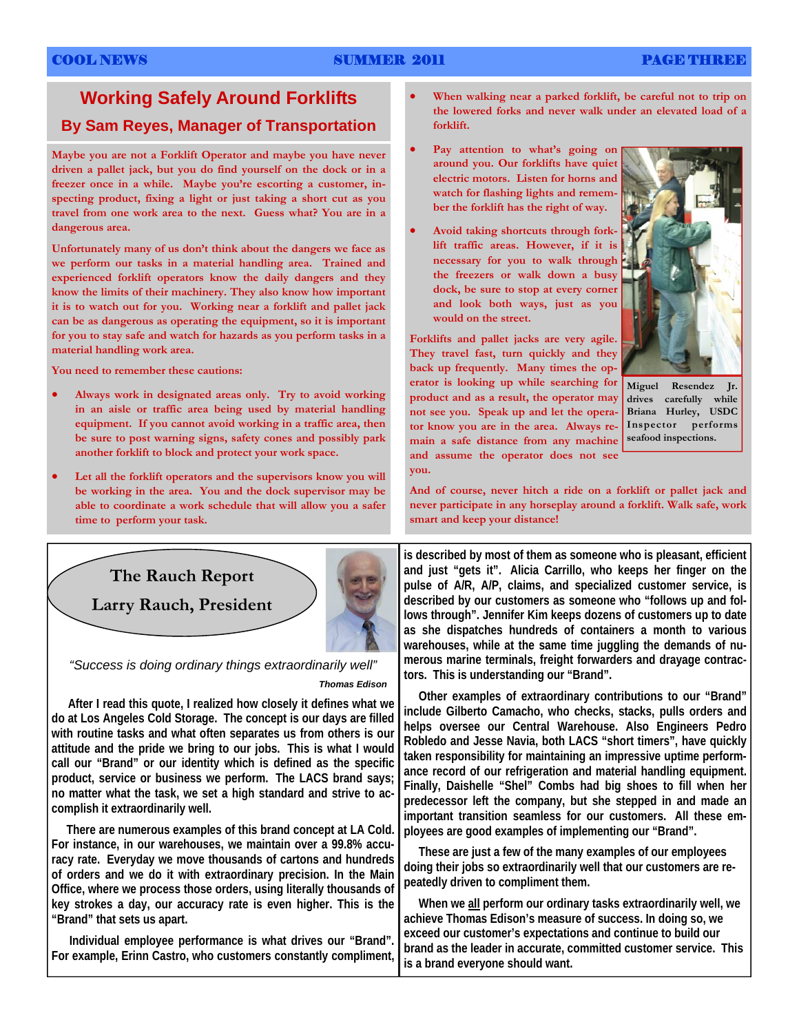# Working Safely Around Forklifts

## By Sam Reyes, Manager of Transportation

Maybe you are not a Forklift Operator and maybe you have never driven a pallet jack, but you do find yourself on the dock or in a freezer once in a while. Maybe you're escorting a customer, inspecting product, fixing a light or just taking a short cut as you travel from one work area to the next. Guess what? You are in a dangerous area.

Unfortunately many of us don't think about the dangers we face as we perform our tasks in a material handling area. Trained and experienced forklift operators know the daily dangers and they know the limits of their machinery. They also know how important it is to watch out for you. Working near a forklift and pallet jack can be as dangerous as operating the equipment, so it is important for you to stay safe and watch for hazards as you perform tasks in a material handling work area.

You need to remember these cautions:

- Always work in designated areas only. Try to avoid working in an aisle or traffic area being used by material handling equipment. If you cannot avoid working in a traffic area, then be sure to post warning signs, safety cones and possibly park another forklift to block and protect your work space.
- Let all the forklift operators and the supervisors know you will be working in the area. You and the dock supervisor may be able to coordinate a work schedule that will allow you a safer time to perform your task.
- When walking near a parked forklift, be careful not to trip on the lowered forks and never walk under an elevated load of a forklift.
- Pay attention to what's going on around you. Our forklifts have quiet electric motors. Listen for horns and watch for flashing lights and remember the forklift has the right of way.
- Avoid taking shortcuts through forklift traffic areas. However, if it is necessary for you to walk through the freezers or walk down a busy dock, be sure to stop at every corner and look both ways, just as you would on the street.

Forklifts and pallet jacks are very agile. They travel fast, turn quickly and they back up frequently. Many times the operator is looking up while searching for product and as a result, the operator may not see you. Speak up and let the operator know you are in the area. Always remain a safe distance from any machine and assume the operator does not see you.

Miguel Resendez Jr. drives carefully while Briana Hurley, USDC Inspector performs seafood inspections.

And of course, never hitch a ride on a forklift or pallet jack and never participate in any horseplay around a forklift. Walk safe, work smart and keep your distance!

# The Rauch Report

## Larry Rauch, President

*"Success is doing ordinary things extraordinarily well"*

***Thomas Edison***

After I read this quote, I realized how closely it defines what we do at Los Angeles Cold Storage. The concept is our days are filled with routine tasks and what often separates us from others is our attitude and the pride we bring to our jobs. This is what I would call our "Brand" or our identity which is defined as the specific product, service or business we perform. The LACS brand says; no matter what the task, we set a high standard and strive to accomplish it extraordinarily well.

There are numerous examples of this brand concept at LA Cold. For instance, in our warehouses, we maintain over a 99.8% accuracy rate. Everyday we move thousands of cartons and hundreds of orders and we do it with extraordinary precision. In the Main Office, where we process those orders, using literally thousands of key strokes a day, our accuracy rate is even higher. This is the "Brand" that sets us apart.

Individual employee performance is what drives our "Brand". For example, Erinn Castro, who customers constantly compliment, is described by most of them as someone who is pleasant, efficient and just "gets it". Alicia Carrillo, who keeps her finger on the pulse of A/R, A/P, claims, and specialized customer service, is described by our customers as someone who "follows up and follows through". Jennifer Kim keeps dozens of customers up to date as she dispatches hundreds of containers a month to various warehouses, while at the same time juggling the demands of numerous marine terminals, freight forwarders and drayage contractors. This is understanding our "Brand".

Other examples of extraordinary contributions to our "Brand" include Gilberto Camacho, who checks, stacks, pulls orders and helps oversee our Central Warehouse. Also Engineers Pedro Robledo and Jesse Navia, both LACS "short timers", have quickly taken responsibility for maintaining an impressive uptime performance record of our refrigeration and material handling equipment. Finally, Daishelle "Shel" Combs had big shoes to fill when her predecessor left the company, but she stepped in and made an important transition seamless for our customers. All these employees are good examples of implementing our "Brand".

These are just a few of the many examples of our employees doing their jobs so extraordinarily well that our customers are repeatedly driven to compliment them.

When we all perform our ordinary tasks extraordinarily well, we achieve Thomas Edison's measure of success. In doing so, we exceed our customer's expectations and continue to build our brand as the leader in accurate, committed customer service. This is a brand everyone should want.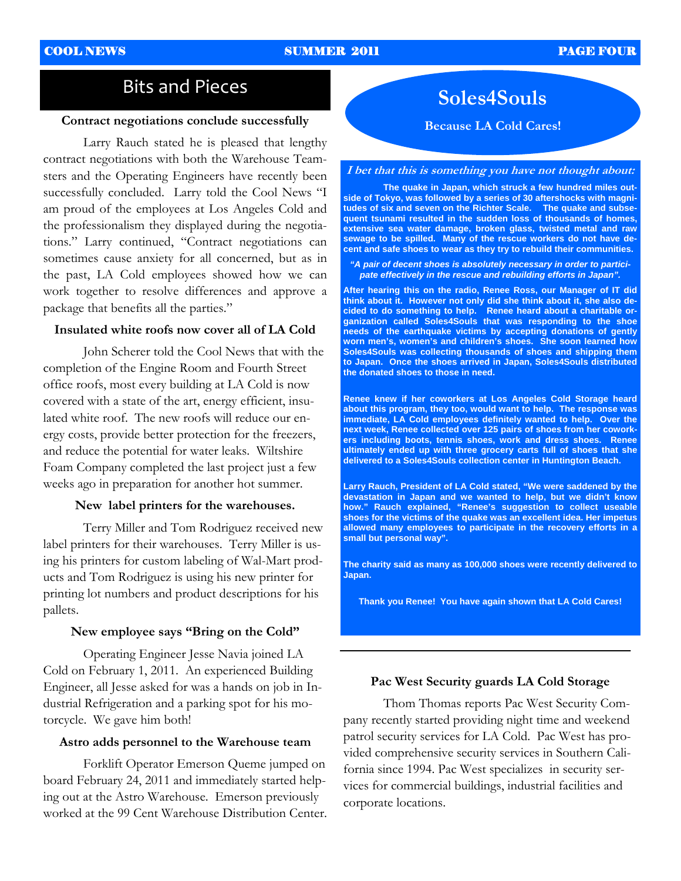## Bits and Pieces

**Contract negotiations conclude successfully**

Larry Rauch stated he is pleased that lengthy contract negotiations with both the Warehouse Teamsters and the Operating Engineers have recently been successfully concluded. Larry told the Cool News "I am proud of the employees at Los Angeles Cold and the professionalism they displayed during the negotiations." Larry continued, "Contract negotiations can sometimes cause anxiety for all concerned, but as in the past, LA Cold employees showed how we can work together to resolve differences and approve a package that benefits all the parties."

**Insulated white roofs now cover all of LA Cold**

John Scherer told the Cool News that with the completion of the Engine Room and Fourth Street office roofs, most every building at LA Cold is now covered with a state of the art, energy efficient, insulated white roof. The new roofs will reduce our energy costs, provide better protection for the freezers, and reduce the potential for water leaks. Wiltshire Foam Company completed the last project just a few weeks ago in preparation for another hot summer.

**New label printers for the warehouses.**

Terry Miller and Tom Rodriguez received new label printers for their warehouses. Terry Miller is using his printers for custom labeling of Wal-Mart products and Tom Rodriguez is using his new printer for printing lot numbers and product descriptions for his pallets.

**New employee says "Bring on the Cold"**

Operating Engineer Jesse Navia joined LA Cold on February 1, 2011. An experienced Building Engineer, all Jesse asked for was a hands on job in Industrial Refrigeration and a parking spot for his motorcycle. We gave him both!

**Astro adds personnel to the Warehouse team**

Forklift Operator Emerson Queme jumped on board February 24, 2011 and immediately started helping out at the Astro Warehouse. Emerson previously worked at the 99 Cent Warehouse Distribution Center.

## Soles4Souls

**Because LA Cold Cares!**

***I bet that this is something you have not thought about:***

**The quake in Japan, which struck a few hundred miles outside of Tokyo, was followed by a series of 30 aftershocks with magnitudes of six and seven on the Richter Scale. The quake and subsequent tsunami resulted in the sudden loss of thousands of homes, extensive sea water damage, broken glass, twisted metal and raw sewage to be spilled. Many of the rescue workers do not have decent and safe shoes to wear as they try to rebuild their communities.**

***"A pair of decent shoes is absolutely necessary in order to participate effectively in the rescue and rebuilding efforts in Japan".***

**After hearing this on the radio, Renee Ross, our Manager of IT did think about it. However not only did she think about it, she also decided to do something to help. Renee heard about a charitable organization called Soles4Souls that was responding to the shoe needs of the earthquake victims by accepting donations of gently worn men's, women's and children's shoes. She soon learned how Soles4Souls was collecting thousands of shoes and shipping them to Japan. Once the shoes arrived in Japan, Soles4Souls distributed the donated shoes to those in need.**

**Renee knew if her coworkers at Los Angeles Cold Storage heard about this program, they too, would want to help. The response was immediate, LA Cold employees definitely wanted to help. Over the next week, Renee collected over 125 pairs of shoes from her coworkers including boots, tennis shoes, work and dress shoes. Renee ultimately ended up with three grocery carts full of shoes that she delivered to a Soles4Souls collection center in Huntington Beach.**

**Larry Rauch, President of LA Cold stated, "We were saddened by the devastation in Japan and we wanted to help, but we didn't know how." Rauch explained, "Renee's suggestion to collect useable shoes for the victims of the quake was an excellent idea. Her impetus allowed many employees to participate in the recovery efforts in a small but personal way".**

**The charity said as many as 100,000 shoes were recently delivered to Japan.**

**Thank you Renee! You have again shown that LA Cold Cares!**

---

**Pac West Security guards LA Cold Storage**

Thom Thomas reports Pac West Security Company recently started providing night time and weekend patrol security services for LA Cold. Pac West has provided comprehensive security services in Southern California since 1994. Pac West specializes in security services for commercial buildings, industrial facilities and corporate locations.